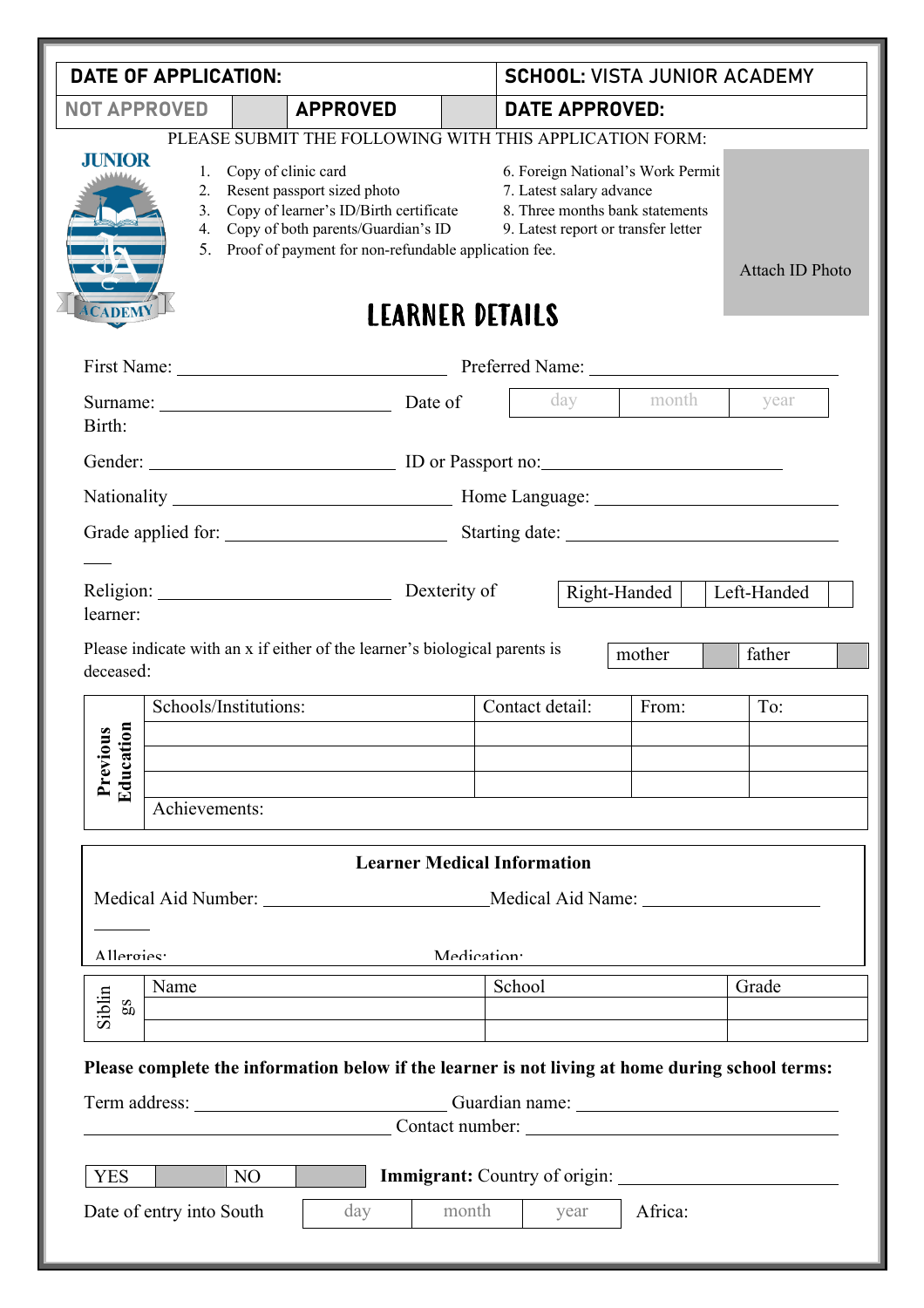| DATE OF APPLICATION: | | | | SCHOOL: VISTA JUNIOR ACADEMY |
|---|---|---|---|---|
| NOT APPROVED | | APPROVED | | DATE APPROVED: |

PLEASE SUBMIT THE FOLLOWING WITH THIS APPLICATION FORM:

1. Copy of clinic card
2. Resent passport sized photo
3. Copy of learner's ID/Birth certificate
4. Copy of both parents/Guardian's ID
5. Proof of payment for non-refundable application fee.
6. Foreign National's Work Permit
7. Latest salary advance
8. Three months bank statements
9. Latest report or transfer letter

Attach ID Photo

# LEARNER DETAILS

First Name: ______________________________ Preferred Name: ______________________________

Surname: __________________________ Date of Birth:

| day | month | year |
|---|---|---|
| | | |

Gender: ___________________________ ID or Passport no: ___________________________

Nationality ______________________________ Home Language: ___________________________

Grade applied for: ________________________ Starting date: ______________________________

Religion: __________________________ Dexterity of learner:

| Right-Handed | | Left-Handed | |
|---|---|---|---|

Please indicate with an x if either of the learner's biological parents is deceased:

| mother | | father | |
|---|---|---|---|

| Previous Education | Schools/Institutions: | Contact detail: | From: | To: |
|---|---|---|---|---|
| | | | | |
| | | | | |
| | | | | |
| | Achievements: | | | |

**Learner Medical Information**

Medical Aid Number: ____________________________ Medical Aid Name: ______________________

Allergies: Medication:

| Siblings | Name | School | Grade |
|---|---|---|---|
| | | | |
| | | | |

**Please complete the information below if the learner is not living at home during school terms:**

Term address: ____________________________ Guardian name: ______________________________

____________________________________________ Contact number: ______________________________

| YES | | NO | |
|---|---|---|---|

**Immigrant:** Country of origin: ______________________________

Date of entry into South Africa:

| day | month | year |
|---|---|---|
| | | |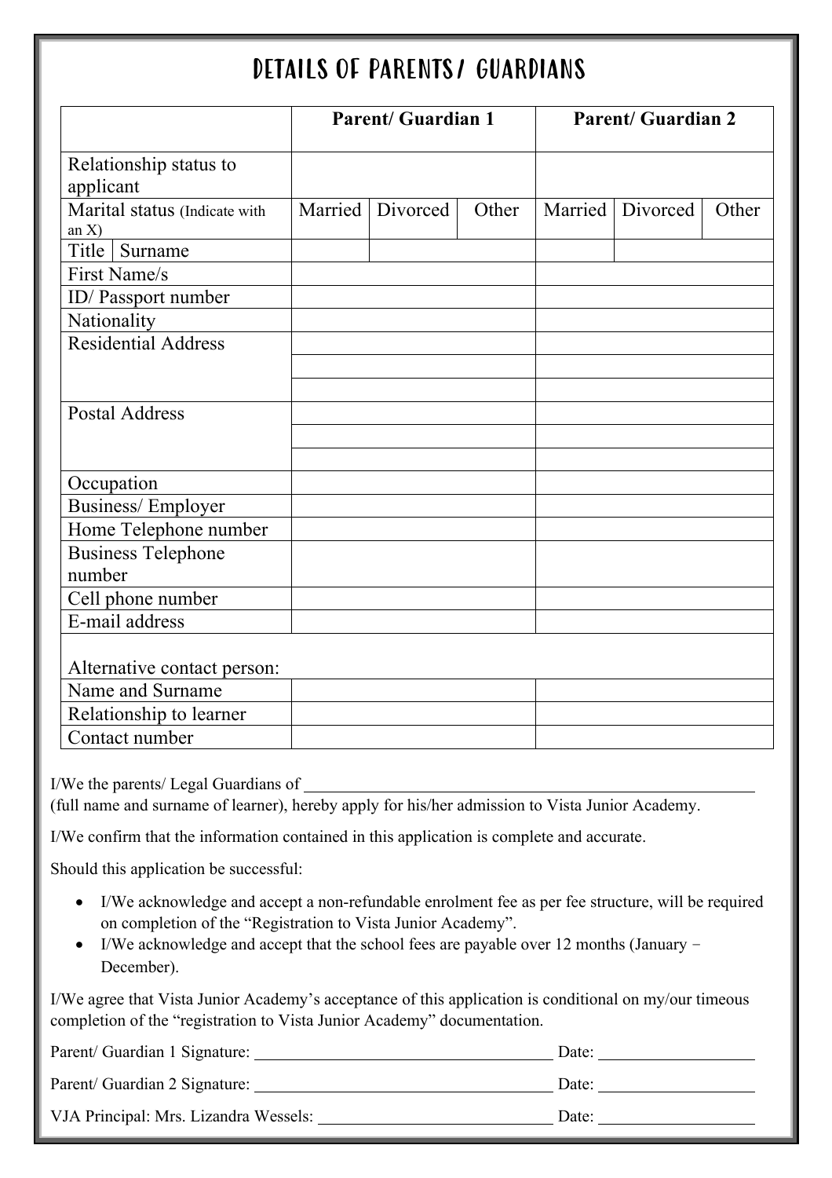# DETAILS OF PARENTS/ GUARDIANS

| | Parent/ Guardian 1 | | | Parent/ Guardian 2 | | |
|---|---|---|---|---|---|---|
| Relationship status to applicant | | | | | | |
| Marital status (Indicate with an X) | Married | Divorced | Other | Married | Divorced | Other |
| Title \| Surname | | | | | | |
| First Name/s | | | | | | |
| ID/ Passport number | | | | | | |
| Nationality | | | | | | |
| Residential Address | | | | | | |
| | | | | | | |
| | | | | | | |
| Postal Address | | | | | | |
| | | | | | | |
| | | | | | | |
| Occupation | | | | | | |
| Business/ Employer | | | | | | |
| Home Telephone number | | | | | | |
| Business Telephone number | | | | | | |
| Cell phone number | | | | | | |
| E-mail address | | | | | | |
| Alternative contact person: | | | | | | |
| Name and Surname | | | | | | |
| Relationship to learner | | | | | | |
| Contact number | | | | | | |

I/We the parents/ Legal Guardians of \_\_\_\_\_\_\_\_\_\_\_\_\_\_\_\_\_\_\_\_\_\_\_\_\_\_\_\_\_\_\_\_\_\_\_\_\_\_\_\_\_\_
(full name and surname of learner), hereby apply for his/her admission to Vista Junior Academy.

I/We confirm that the information contained in this application is complete and accurate.

Should this application be successful:

- I/We acknowledge and accept a non-refundable enrolment fee as per fee structure, will be required on completion of the "Registration to Vista Junior Academy".
- I/We acknowledge and accept that the school fees are payable over 12 months (January – December).

I/We agree that Vista Junior Academy's acceptance of this application is conditional on my/our timeous completion of the "registration to Vista Junior Academy" documentation.

Parent/ Guardian 1 Signature: \_\_\_\_\_\_\_\_\_\_\_\_\_\_\_\_\_\_\_\_\_\_\_\_\_\_\_\_ Date: \_\_\_\_\_\_\_\_\_\_\_\_\_\_

Parent/ Guardian 2 Signature: \_\_\_\_\_\_\_\_\_\_\_\_\_\_\_\_\_\_\_\_\_\_\_\_\_\_\_\_ Date: \_\_\_\_\_\_\_\_\_\_\_\_\_\_

VJA Principal: Mrs. Lizandra Wessels: \_\_\_\_\_\_\_\_\_\_\_\_\_\_\_\_\_\_\_\_\_\_\_ Date: \_\_\_\_\_\_\_\_\_\_\_\_\_\_